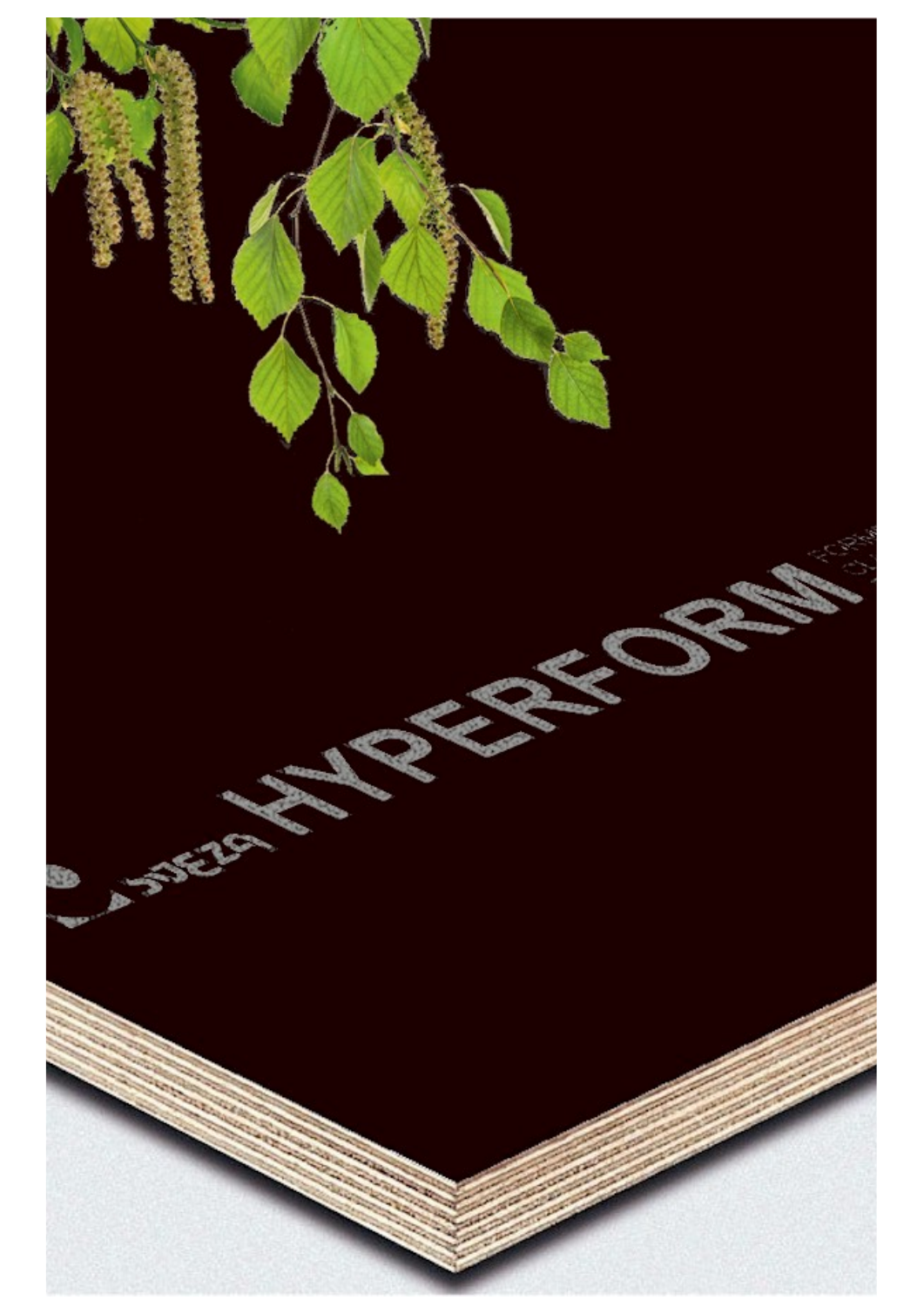SVEZA HYPERFORM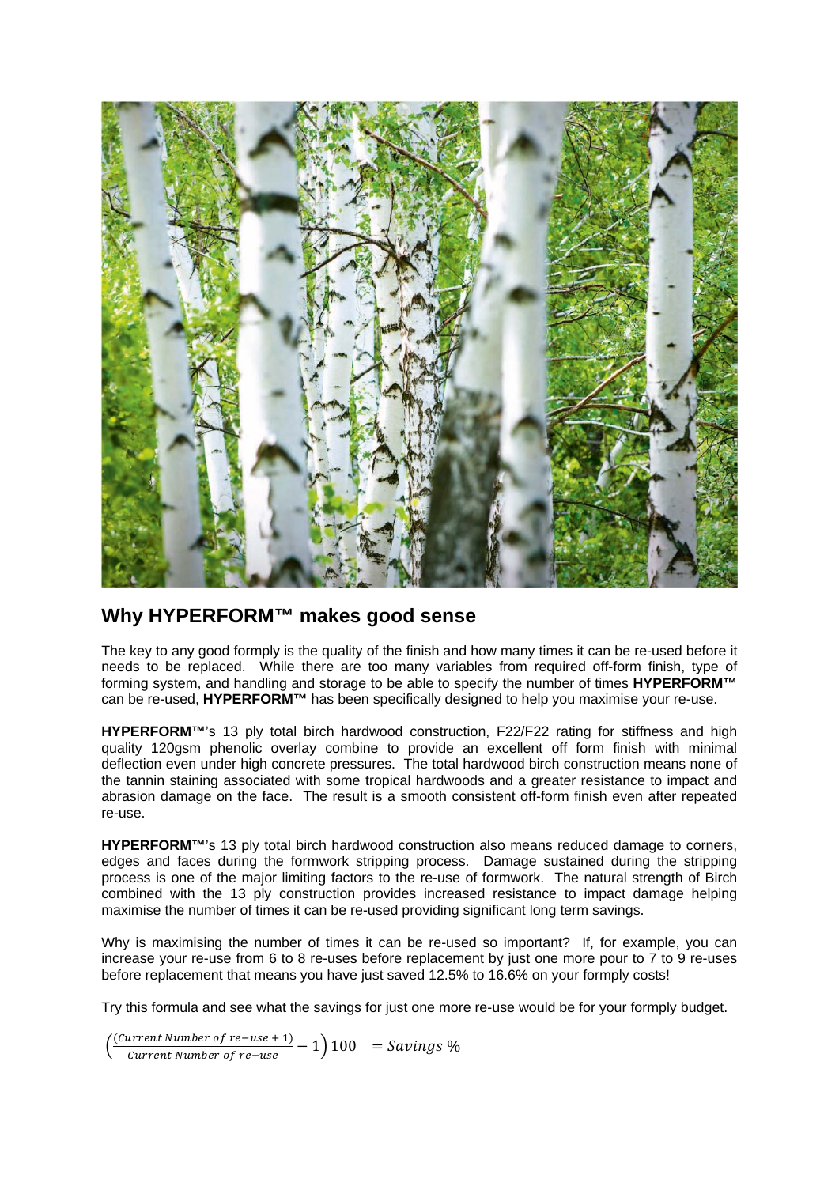## Why HYPERFORM™ makes good sense

The key to any good formply is the quality of the finish and how many times it can be re-used before it needs to be replaced. While there are too many variables from required off-form finish, type of forming system, and handling and storage to be able to specify the number of times **HYPERFORM™** can be re-used, **HYPERFORM™** has been specifically designed to help you maximise your re-use.

**HYPERFORM™**'s 13 ply total birch hardwood construction, F22/F22 rating for stiffness and high quality 120gsm phenolic overlay combine to provide an excellent off form finish with minimal deflection even under high concrete pressures. The total hardwood birch construction means none of the tannin staining associated with some tropical hardwoods and a greater resistance to impact and abrasion damage on the face. The result is a smooth consistent off-form finish even after repeated re-use.

**HYPERFORM™**'s 13 ply total birch hardwood construction also means reduced damage to corners, edges and faces during the formwork stripping process. Damage sustained during the stripping process is one of the major limiting factors to the re-use of formwork. The natural strength of Birch combined with the 13 ply construction provides increased resistance to impact damage helping maximise the number of times it can be re-used providing significant long term savings.

Why is maximising the number of times it can be re-used so important? If, for example, you can increase your re-use from 6 to 8 re-uses before replacement by just one more pour to 7 to 9 re-uses before replacement that means you have just saved 12.5% to 16.6% on your formply costs!

Try this formula and see what the savings for just one more re-use would be for your formply budget.

$$\left(\frac{(Current\ Number\ of\ re{-}use + 1)}{Current\ Number\ of\ re{-}use} - 1\right)100 \quad = Savings\ \%$$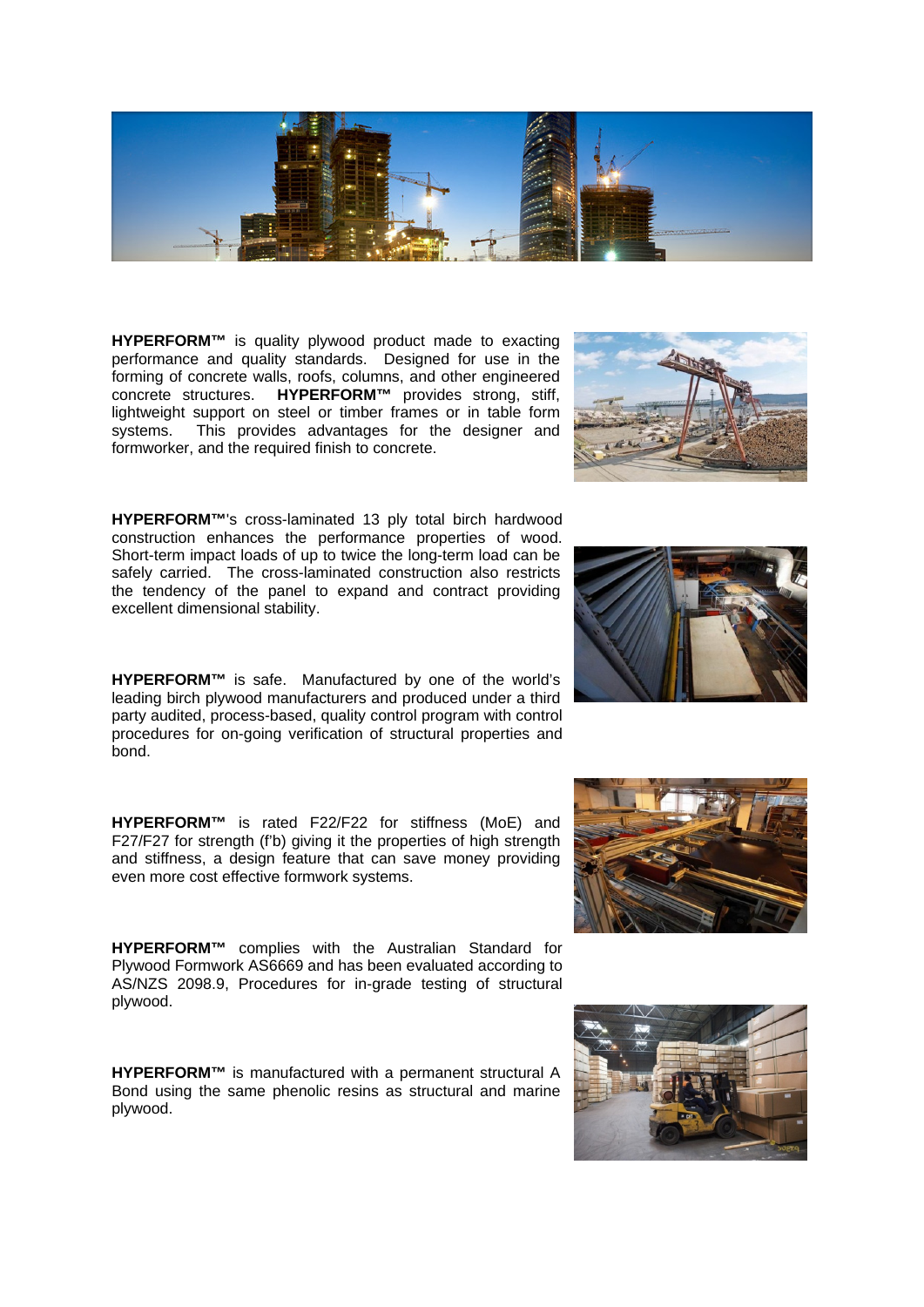**HYPERFORM™** is quality plywood product made to exacting performance and quality standards. Designed for use in the forming of concrete walls, roofs, columns, and other engineered concrete structures. **HYPERFORM™** provides strong, stiff, lightweight support on steel or timber frames or in table form systems. This provides advantages for the designer and formworker, and the required finish to concrete.

**HYPERFORM™**'s cross-laminated 13 ply total birch hardwood construction enhances the performance properties of wood. Short-term impact loads of up to twice the long-term load can be safely carried. The cross-laminated construction also restricts the tendency of the panel to expand and contract providing excellent dimensional stability.

**HYPERFORM™** is safe. Manufactured by one of the world's leading birch plywood manufacturers and produced under a third party audited, process-based, quality control program with control procedures for on-going verification of structural properties and bond.

**HYPERFORM™** is rated F22/F22 for stiffness (MoE) and F27/F27 for strength (f'b) giving it the properties of high strength and stiffness, a design feature that can save money providing even more cost effective formwork systems.

**HYPERFORM™** complies with the Australian Standard for Plywood Formwork AS6669 and has been evaluated according to AS/NZS 2098.9, Procedures for in-grade testing of structural plywood.

**HYPERFORM™** is manufactured with a permanent structural A Bond using the same phenolic resins as structural and marine plywood.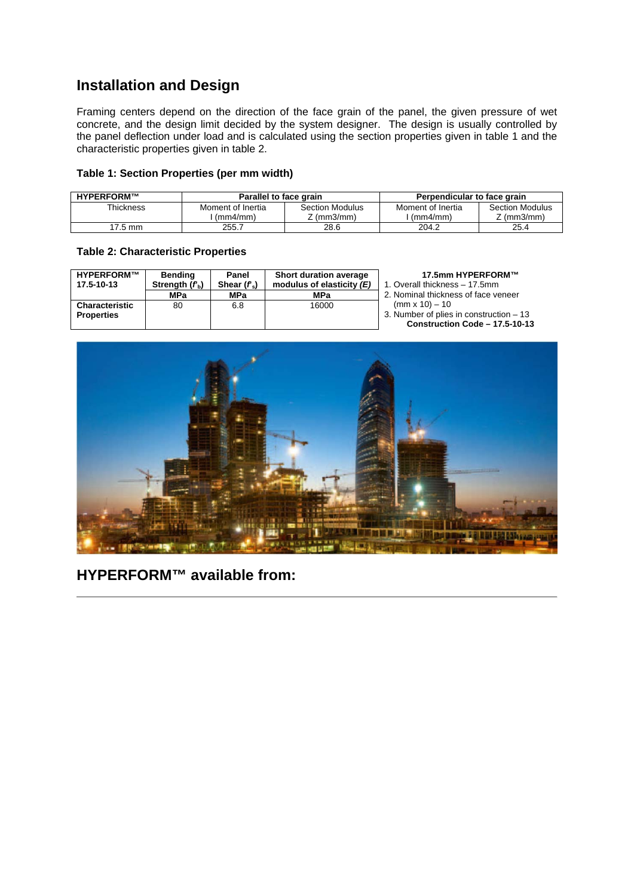## Installation and Design

Framing centers depend on the direction of the face grain of the panel, the given pressure of wet concrete, and the design limit decided by the system designer. The design is usually controlled by the panel deflection under load and is calculated using the section properties given in table 1 and the characteristic properties given in table 2.

### Table 1: Section Properties (per mm width)

| HYPERFORM™ | Parallel to face grain | | Perpendicular to face grain | |
|---|---|---|---|---|
| Thickness | Moment of Inertia I (mm4/mm) | Section Modulus Z (mm3/mm) | Moment of Inertia I (mm4/mm) | Section Modulus Z (mm3/mm) |
| 17.5 mm | 255.7 | 28.6 | 204.2 | 25.4 |

### Table 2: Characteristic Properties

| HYPERFORM™ 17.5-10-13 | Bending Strength ($f'_b$) | Panel Shear ($f'_s$) | Short duration average modulus of elasticity *(E)* |
|---|---|---|---|
| | MPa | MPa | MPa |
| **Characteristic Properties** | 80 | 6.8 | 16000 |

**17.5mm HYPERFORM™**

1. Overall thickness – 17.5mm
2. Nominal thickness of face veneer (mm x 10) – 10
3. Number of plies in construction – 13

**Construction Code – 17.5-10-13**

## HYPERFORM™ available from: